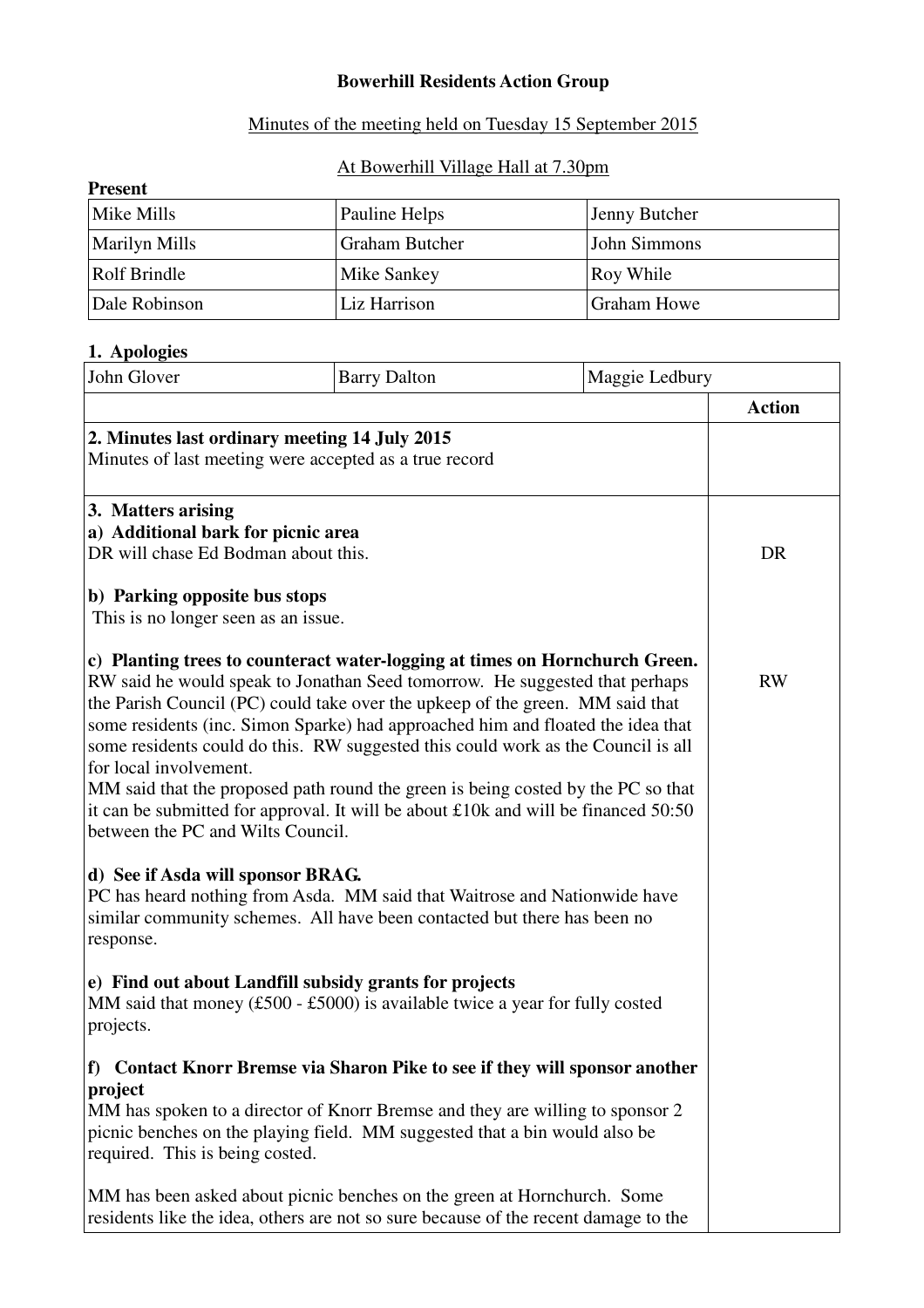**Bowerhill Residents Action Group**

Minutes of the meeting held on Tuesday 15 September 2015

At Bowerhill Village Hall at 7.30pm

**Present**

| | | |
|---|---|---|
| Mike Mills | Pauline Helps | Jenny Butcher |
| Marilyn Mills | Graham Butcher | John Simmons |
| Rolf Brindle | Mike Sankey | Roy While |
| Dale Robinson | Liz Harrison | Graham Howe |

**1. Apologies**

| | | |
|---|---|---|
| John Glover | Barry Dalton | Maggie Ledbury |

| | **Action** |
|---|---|
| **2. Minutes last ordinary meeting 14 July 2015**<br>Minutes of last meeting were accepted as a true record | |
| **3. Matters arising**<br>**a) Additional bark for picnic area**<br>DR will chase Ed Bodman about this.<br><br>**b) Parking opposite bus stops**<br>This is no longer seen as an issue.<br><br>**c) Planting trees to counteract water-logging at times on Hornchurch Green.**<br>RW said he would speak to Jonathan Seed tomorrow. He suggested that perhaps the Parish Council (PC) could take over the upkeep of the green. MM said that some residents (inc. Simon Sparke) had approached him and floated the idea that some residents could do this. RW suggested this could work as the Council is all for local involvement.<br>MM said that the proposed path round the green is being costed by the PC so that it can be submitted for approval. It will be about £10k and will be financed 50:50 between the PC and Wilts Council.<br><br>**d) See if Asda will sponsor BRAG.**<br>PC has heard nothing from Asda. MM said that Waitrose and Nationwide have similar community schemes. All have been contacted but there has been no response.<br><br>**e) Find out about Landfill subsidy grants for projects**<br>MM said that money (£500 - £5000) is available twice a year for fully costed projects.<br><br>**f) Contact Knorr Bremse via Sharon Pike to see if they will sponsor another project**<br>MM has spoken to a director of Knorr Bremse and they are willing to sponsor 2 picnic benches on the playing field. MM suggested that a bin would also be required. This is being costed.<br><br>MM has been asked about picnic benches on the green at Hornchurch. Some residents like the idea, others are not so sure because of the recent damage to the | DR<br><br><br><br><br><br>RW |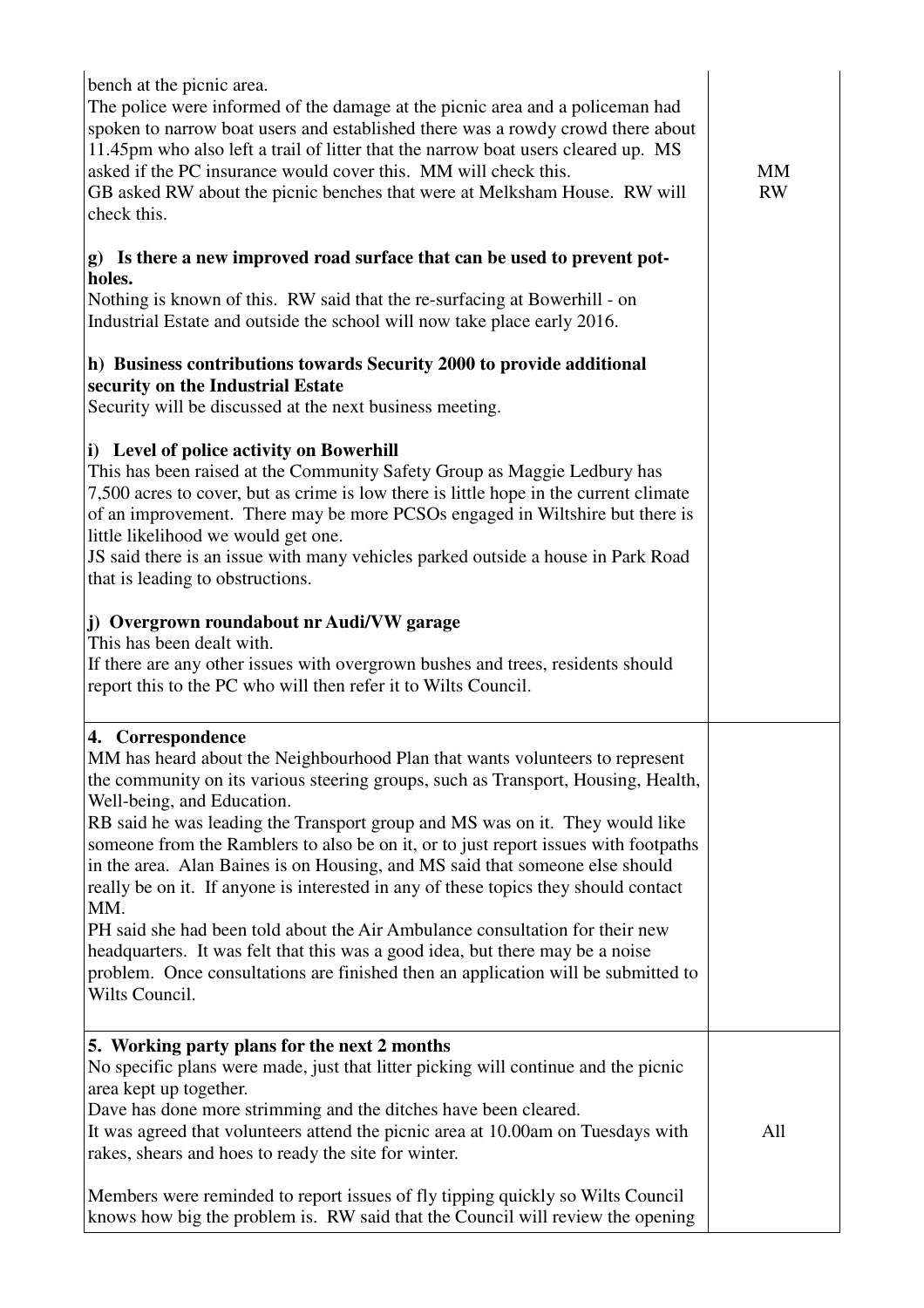| | |
|---|---|
| bench at the picnic area.<br>The police were informed of the damage at the picnic area and a policeman had spoken to narrow boat users and established there was a rowdy crowd there about 11.45pm who also left a trail of litter that the narrow boat users cleared up. MS asked if the PC insurance would cover this. MM will check this.<br>GB asked RW about the picnic benches that were at Melksham House. RW will check this.<br><br>**g) Is there a new improved road surface that can be used to prevent pot-holes.**<br>Nothing is known of this. RW said that the re-surfacing at Bowerhill - on Industrial Estate and outside the school will now take place early 2016.<br><br>**h) Business contributions towards Security 2000 to provide additional security on the Industrial Estate**<br>Security will be discussed at the next business meeting.<br><br>**i) Level of police activity on Bowerhill**<br>This has been raised at the Community Safety Group as Maggie Ledbury has 7,500 acres to cover, but as crime is low there is little hope in the current climate of an improvement. There may be more PCSOs engaged in Wiltshire but there is little likelihood we would get one.<br>JS said there is an issue with many vehicles parked outside a house in Park Road that is leading to obstructions.<br><br>**j) Overgrown roundabout nr Audi/VW garage**<br>This has been dealt with.<br>If there are any other issues with overgrown bushes and trees, residents should report this to the PC who will then refer it to Wilts Council. | MM<br>RW |
| **4. Correspondence**<br>MM has heard about the Neighbourhood Plan that wants volunteers to represent the community on its various steering groups, such as Transport, Housing, Health, Well-being, and Education.<br>RB said he was leading the Transport group and MS was on it. They would like someone from the Ramblers to also be on it, or to just report issues with footpaths in the area. Alan Baines is on Housing, and MS said that someone else should really be on it. If anyone is interested in any of these topics they should contact MM.<br>PH said she had been told about the Air Ambulance consultation for their new headquarters. It was felt that this was a good idea, but there may be a noise problem. Once consultations are finished then an application will be submitted to Wilts Council. | |
| **5. Working party plans for the next 2 months**<br>No specific plans were made, just that litter picking will continue and the picnic area kept up together.<br>Dave has done more strimming and the ditches have been cleared.<br>It was agreed that volunteers attend the picnic area at 10.00am on Tuesdays with rakes, shears and hoes to ready the site for winter.<br><br>Members were reminded to report issues of fly tipping quickly so Wilts Council knows how big the problem is. RW said that the Council will review the opening | All |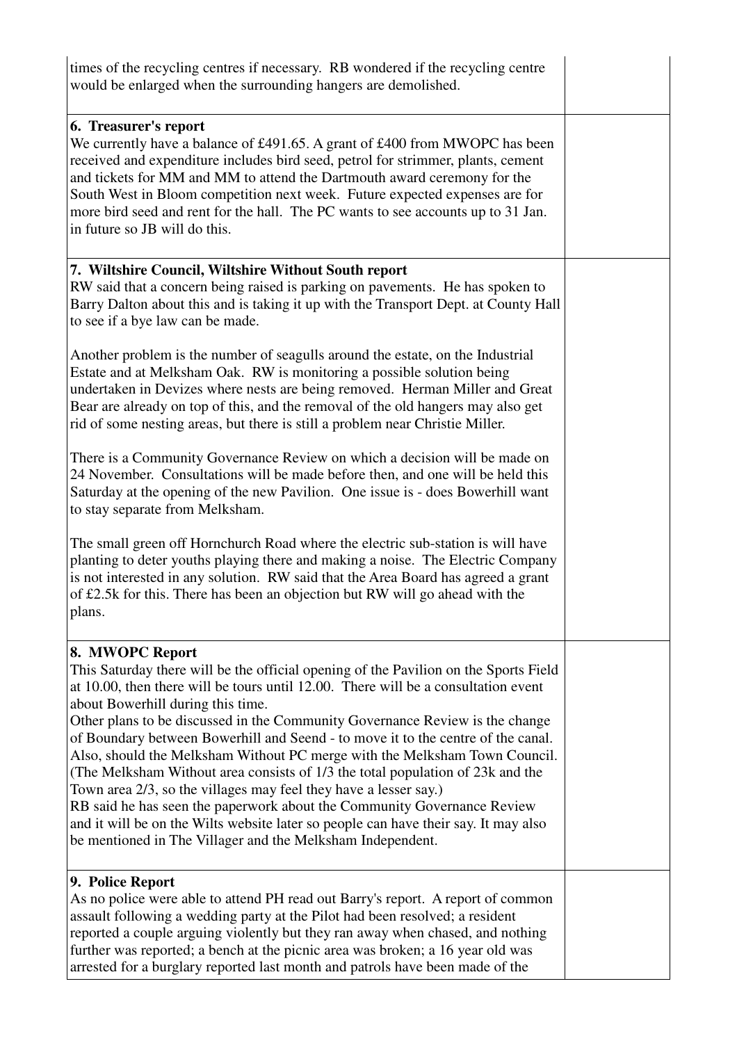| | |
|---|---|
| times of the recycling centres if necessary. RB wondered if the recycling centre would be enlarged when the surrounding hangers are demolished. | |
| **6. Treasurer's report**<br>We currently have a balance of £491.65. A grant of £400 from MWOPC has been received and expenditure includes bird seed, petrol for strimmer, plants, cement and tickets for MM and MM to attend the Dartmouth award ceremony for the South West in Bloom competition next week. Future expected expenses are for more bird seed and rent for the hall. The PC wants to see accounts up to 31 Jan. in future so JB will do this. | |
| **7. Wiltshire Council, Wiltshire Without South report**<br>RW said that a concern being raised is parking on pavements. He has spoken to Barry Dalton about this and is taking it up with the Transport Dept. at County Hall to see if a bye law can be made.<br><br>Another problem is the number of seagulls around the estate, on the Industrial Estate and at Melksham Oak. RW is monitoring a possible solution being undertaken in Devizes where nests are being removed. Herman Miller and Great Bear are already on top of this, and the removal of the old hangers may also get rid of some nesting areas, but there is still a problem near Christie Miller.<br><br>There is a Community Governance Review on which a decision will be made on 24 November. Consultations will be made before then, and one will be held this Saturday at the opening of the new Pavilion. One issue is - does Bowerhill want to stay separate from Melksham.<br><br>The small green off Hornchurch Road where the electric sub-station is will have planting to deter youths playing there and making a noise. The Electric Company is not interested in any solution. RW said that the Area Board has agreed a grant of £2.5k for this. There has been an objection but RW will go ahead with the plans. | |
| **8. MWOPC Report**<br>This Saturday there will be the official opening of the Pavilion on the Sports Field at 10.00, then there will be tours until 12.00. There will be a consultation event about Bowerhill during this time.<br>Other plans to be discussed in the Community Governance Review is the change of Boundary between Bowerhill and Seend - to move it to the centre of the canal. Also, should the Melksham Without PC merge with the Melksham Town Council. (The Melksham Without area consists of 1/3 the total population of 23k and the Town area 2/3, so the villages may feel they have a lesser say.)<br>RB said he has seen the paperwork about the Community Governance Review and it will be on the Wilts website later so people can have their say. It may also be mentioned in The Villager and the Melksham Independent. | |
| **9. Police Report**<br>As no police were able to attend PH read out Barry's report. A report of common assault following a wedding party at the Pilot had been resolved; a resident reported a couple arguing violently but they ran away when chased, and nothing further was reported; a bench at the picnic area was broken; a 16 year old was arrested for a burglary reported last month and patrols have been made of the | |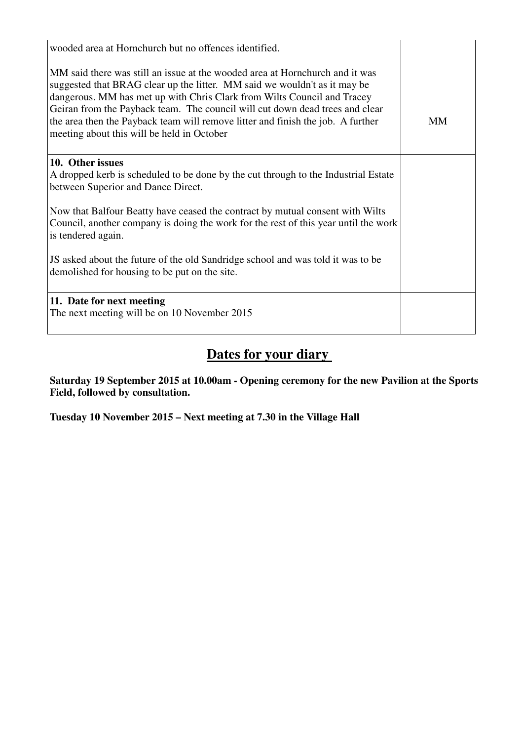| | |
|---|---|
| wooded area at Hornchurch but no offences identified.<br><br>MM said there was still an issue at the wooded area at Hornchurch and it was suggested that BRAG clear up the litter. MM said we wouldn't as it may be dangerous. MM has met up with Chris Clark from Wilts Council and Tracey Geiran from the Payback team. The council will cut down dead trees and clear the area then the Payback team will remove litter and finish the job. A further meeting about this will be held in October | MM |
| **10. Other issues**<br>A dropped kerb is scheduled to be done by the cut through to the Industrial Estate between Superior and Dance Direct.<br><br>Now that Balfour Beatty have ceased the contract by mutual consent with Wilts Council, another company is doing the work for the rest of this year until the work is tendered again.<br><br>JS asked about the future of the old Sandridge school and was told it was to be demolished for housing to be put on the site. | |
| **11. Date for next meeting**<br>The next meeting will be on 10 November 2015 | |

## Dates for your diary

**Saturday 19 September 2015 at 10.00am - Opening ceremony for the new Pavilion at the Sports Field, followed by consultation.**

**Tuesday 10 November 2015 – Next meeting at 7.30 in the Village Hall**